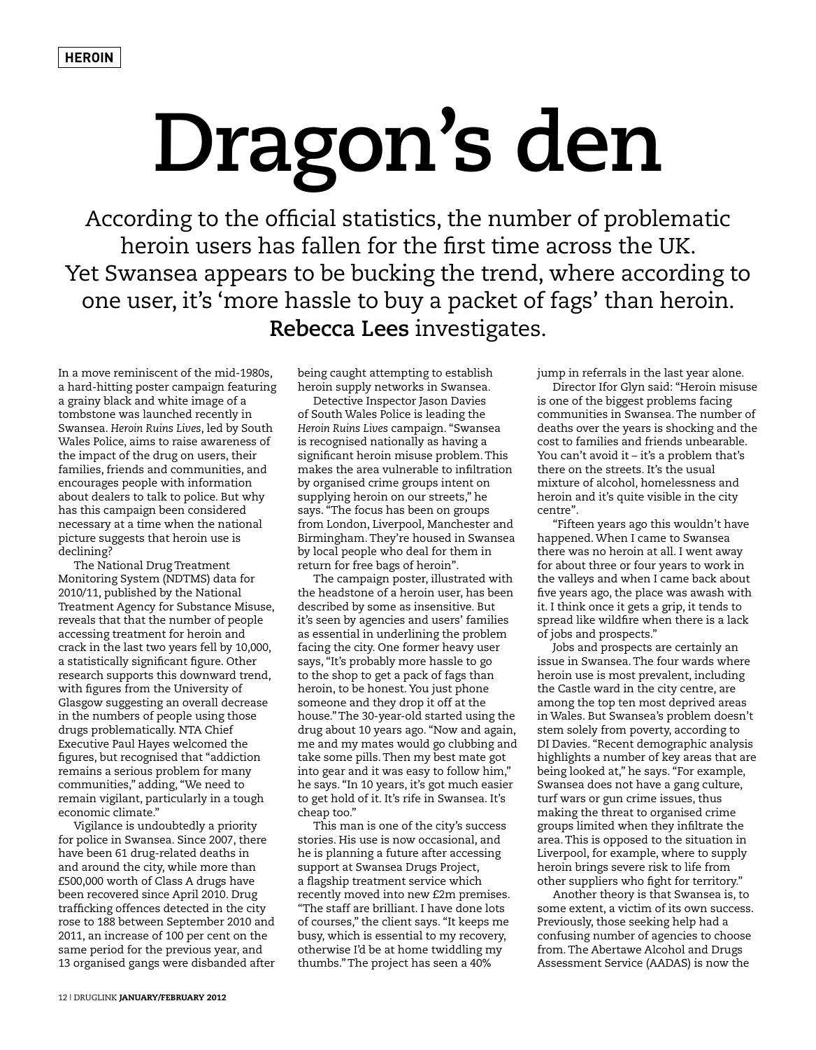HEROIN

# Dragon's den

## According to the official statistics, the number of problematic heroin users has fallen for the first time across the UK. Yet Swansea appears to be bucking the trend, where according to one user, it's 'more hassle to buy a packet of fags' than heroin. **Rebecca Lees** investigates.

In a move reminiscent of the mid-1980s, a hard-hitting poster campaign featuring a grainy black and white image of a tombstone was launched recently in Swansea. *Heroin Ruins Lives*, led by South Wales Police, aims to raise awareness of the impact of the drug on users, their families, friends and communities, and encourages people with information about dealers to talk to police. But why has this campaign been considered necessary at a time when the national picture suggests that heroin use is declining?

The National Drug Treatment Monitoring System (NDTMS) data for 2010/11, published by the National Treatment Agency for Substance Misuse, reveals that that the number of people accessing treatment for heroin and crack in the last two years fell by 10,000, a statistically significant figure. Other research supports this downward trend, with figures from the University of Glasgow suggesting an overall decrease in the numbers of people using those drugs problematically. NTA Chief Executive Paul Hayes welcomed the figures, but recognised that "addiction remains a serious problem for many communities," adding, "We need to remain vigilant, particularly in a tough economic climate."

Vigilance is undoubtedly a priority for police in Swansea. Since 2007, there have been 61 drug-related deaths in and around the city, while more than £500,000 worth of Class A drugs have been recovered since April 2010. Drug trafficking offences detected in the city rose to 188 between September 2010 and 2011, an increase of 100 per cent on the same period for the previous year, and 13 organised gangs were disbanded after being caught attempting to establish heroin supply networks in Swansea.

Detective Inspector Jason Davies of South Wales Police is leading the *Heroin Ruins Lives* campaign. "Swansea is recognised nationally as having a significant heroin misuse problem. This makes the area vulnerable to infiltration by organised crime groups intent on supplying heroin on our streets," he says. "The focus has been on groups from London, Liverpool, Manchester and Birmingham. They're housed in Swansea by local people who deal for them in return for free bags of heroin".

The campaign poster, illustrated with the headstone of a heroin user, has been described by some as insensitive. But it's seen by agencies and users' families as essential in underlining the problem facing the city. One former heavy user says, "It's probably more hassle to go to the shop to get a pack of fags than heroin, to be honest. You just phone someone and they drop it off at the house." The 30-year-old started using the drug about 10 years ago. "Now and again, me and my mates would go clubbing and take some pills. Then my best mate got into gear and it was easy to follow him," he says. "In 10 years, it's got much easier to get hold of it. It's rife in Swansea. It's cheap too."

This man is one of the city's success stories. His use is now occasional, and he is planning a future after accessing support at Swansea Drugs Project, a flagship treatment service which recently moved into new £2m premises. "The staff are brilliant. I have done lots of courses," the client says. "It keeps me busy, which is essential to my recovery, otherwise I'd be at home twiddling my thumbs." The project has seen a 40% jump in referrals in the last year alone.

Director Ifor Glyn said: "Heroin misuse is one of the biggest problems facing communities in Swansea. The number of deaths over the years is shocking and the cost to families and friends unbearable. You can't avoid it – it's a problem that's there on the streets. It's the usual mixture of alcohol, homelessness and heroin and it's quite visible in the city centre".

"Fifteen years ago this wouldn't have happened. When I came to Swansea there was no heroin at all. I went away for about three or four years to work in the valleys and when I came back about five years ago, the place was awash with it. I think once it gets a grip, it tends to spread like wildfire when there is a lack of jobs and prospects."

Jobs and prospects are certainly an issue in Swansea. The four wards where heroin use is most prevalent, including the Castle ward in the city centre, are among the top ten most deprived areas in Wales. But Swansea's problem doesn't stem solely from poverty, according to DI Davies. "Recent demographic analysis highlights a number of key areas that are being looked at," he says. "For example, Swansea does not have a gang culture, turf wars or gun crime issues, thus making the threat to organised crime groups limited when they infiltrate the area. This is opposed to the situation in Liverpool, for example, where to supply heroin brings severe risk to life from other suppliers who fight for territory."

Another theory is that Swansea is, to some extent, a victim of its own success. Previously, those seeking help had a confusing number of agencies to choose from. The Abertawe Alcohol and Drugs Assessment Service (AADAS) is now the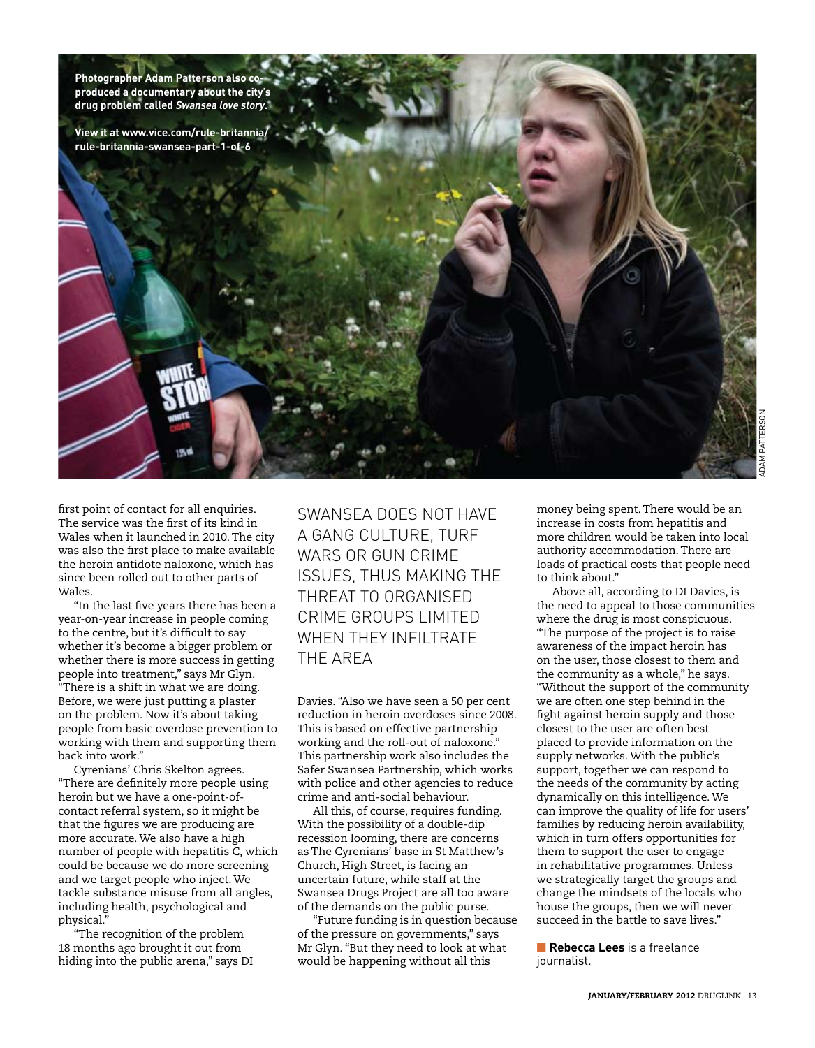**Photographer Adam Patterson also co-produced a documentary about the city's drug problem called *Swansea love story*.**

**View it at www.vice.com/rule-britannia/rule-britannia-swansea-part-1-of-6**

ADAM PATTERSON

first point of contact for all enquiries. The service was the first of its kind in Wales when it launched in 2010. The city was also the first place to make available the heroin antidote naloxone, which has since been rolled out to other parts of Wales.

"In the last five years there has been a year-on-year increase in people coming to the centre, but it's difficult to say whether it's become a bigger problem or whether there is more success in getting people into treatment," says Mr Glyn. "There is a shift in what we are doing. Before, we were just putting a plaster on the problem. Now it's about taking people from basic overdose prevention to working with them and supporting them back into work."

Cyrenians' Chris Skelton agrees. "There are definitely more people using heroin but we have a one-point-of-contact referral system, so it might be that the figures we are producing are more accurate. We also have a high number of people with hepatitis C, which could be because we do more screening and we target people who inject. We tackle substance misuse from all angles, including health, psychological and physical."

"The recognition of the problem 18 months ago brought it out from hiding into the public arena," says DI Davies. "Also we have seen a 50 per cent reduction in heroin overdoses since 2008. This is based on effective partnership working and the roll-out of naloxone." This partnership work also includes the Safer Swansea Partnership, which works with police and other agencies to reduce crime and anti-social behaviour.

SWANSEA DOES NOT HAVE A GANG CULTURE, TURF WARS OR GUN CRIME ISSUES, THUS MAKING THE THREAT TO ORGANISED CRIME GROUPS LIMITED WHEN THEY INFILTRATE THE AREA

All this, of course, requires funding. With the possibility of a double-dip recession looming, there are concerns as The Cyrenians' base in St Matthew's Church, High Street, is facing an uncertain future, while staff at the Swansea Drugs Project are all too aware of the demands on the public purse.

"Future funding is in question because of the pressure on governments," says Mr Glyn. "But they need to look at what would be happening without all this money being spent. There would be an increase in costs from hepatitis and more children would be taken into local authority accommodation. There are loads of practical costs that people need to think about."

Above all, according to DI Davies, is the need to appeal to those communities where the drug is most conspicuous. "The purpose of the project is to raise awareness of the impact heroin has on the user, those closest to them and the community as a whole," he says. "Without the support of the community we are often one step behind in the fight against heroin supply and those closest to the user are often best placed to provide information on the supply networks. With the public's support, together we can respond to the needs of the community by acting dynamically on this intelligence. We can improve the quality of life for users' families by reducing heroin availability, which in turn offers opportunities for them to support the user to engage in rehabilitative programmes. Unless we strategically target the groups and change the mindsets of the locals who house the groups, then we will never succeed in the battle to save lives."

■ **Rebecca Lees** is a freelance journalist.